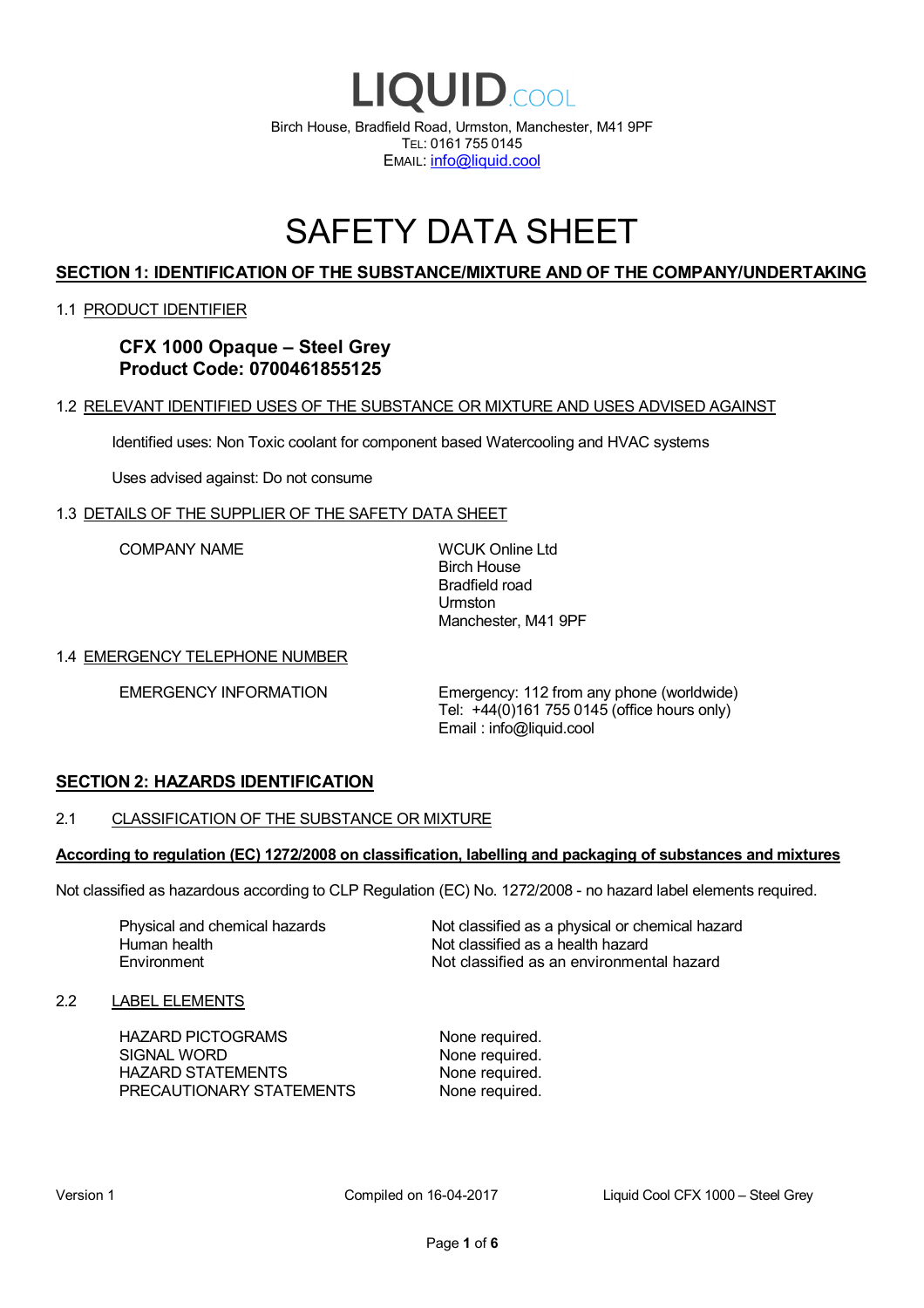# LIQUID.COOL

Birch House, Bradfield Road, Urmston, Manchester, M41 9PF
TEL: 0161 755 0145
EMAIL: info@liquid.cool

# SAFETY DATA SHEET

## SECTION 1: IDENTIFICATION OF THE SUBSTANCE/MIXTURE AND OF THE COMPANY/UNDERTAKING

### 1.1 PRODUCT IDENTIFIER

**CFX 1000 Opaque – Steel Grey**
**Product Code: 0700461855125**

### 1.2 RELEVANT IDENTIFIED USES OF THE SUBSTANCE OR MIXTURE AND USES ADVISED AGAINST

Identified uses: Non Toxic coolant for component based Watercooling and HVAC systems

Uses advised against: Do not consume

### 1.3 DETAILS OF THE SUPPLIER OF THE SAFETY DATA SHEET

| | |
|---|---|
| COMPANY NAME | WCUK Online Ltd<br>Birch House<br>Bradfield road<br>Urmston<br>Manchester, M41 9PF |

### 1.4 EMERGENCY TELEPHONE NUMBER

| | |
|---|---|
| EMERGENCY INFORMATION | Emergency: 112 from any phone (worldwide)<br>Tel: +44(0)161 755 0145 (office hours only)<br>Email : info@liquid.cool |

## SECTION 2: HAZARDS IDENTIFICATION

### 2.1 CLASSIFICATION OF THE SUBSTANCE OR MIXTURE

**According to regulation (EC) 1272/2008 on classification, labelling and packaging of substances and mixtures**

Not classified as hazardous according to CLP Regulation (EC) No. 1272/2008 - no hazard label elements required.

| | |
|---|---|
| Physical and chemical hazards | Not classified as a physical or chemical hazard |
| Human health | Not classified as a health hazard |
| Environment | Not classified as an environmental hazard |

### 2.2 LABEL ELEMENTS

| | |
|---|---|
| HAZARD PICTOGRAMS | None required. |
| SIGNAL WORD | None required. |
| HAZARD STATEMENTS | None required. |
| PRECAUTIONARY STATEMENTS | None required. |

Version 1 | Compiled on 16-04-2017 | Liquid Cool CFX 1000 – Steel Grey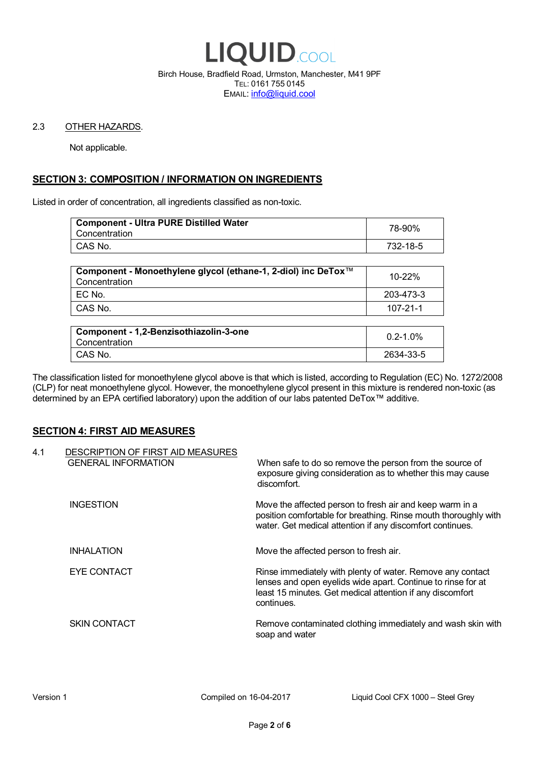2.3 OTHER HAZARDS.

Not applicable.

## SECTION 3: COMPOSITION / INFORMATION ON INGREDIENTS

Listed in order of concentration, all ingredients classified as non-toxic.

| **Component - Ultra PURE Distilled Water**<br>Concentration | 78-90% |
|---|---|
| CAS No. | 732-18-5 |

| **Component - Monoethylene glycol (ethane-1, 2-diol) inc DeTox™**<br>Concentration | 10-22% |
|---|---|
| EC No. | 203-473-3 |
| CAS No. | 107-21-1 |

| **Component - 1,2-Benzisothiazolin-3-one**<br>Concentration | 0.2-1.0% |
|---|---|
| CAS No. | 2634-33-5 |

The classification listed for monoethylene glycol above is that which is listed, according to Regulation (EC) No. 1272/2008 (CLP) for neat monoethylene glycol. However, the monoethylene glycol present in this mixture is rendered non-toxic (as determined by an EPA certified laboratory) upon the addition of our labs patented DeTox™ additive.

## SECTION 4: FIRST AID MEASURES

4.1 DESCRIPTION OF FIRST AID MEASURES

GENERAL INFORMATION: When safe to do so remove the person from the source of exposure giving consideration as to whether this may cause discomfort.

INGESTION: Move the affected person to fresh air and keep warm in a position comfortable for breathing. Rinse mouth thoroughly with water. Get medical attention if any discomfort continues.

INHALATION: Move the affected person to fresh air.

EYE CONTACT: Rinse immediately with plenty of water. Remove any contact lenses and open eyelids wide apart. Continue to rinse for at least 15 minutes. Get medical attention if any discomfort continues.

SKIN CONTACT: Remove contaminated clothing immediately and wash skin with soap and water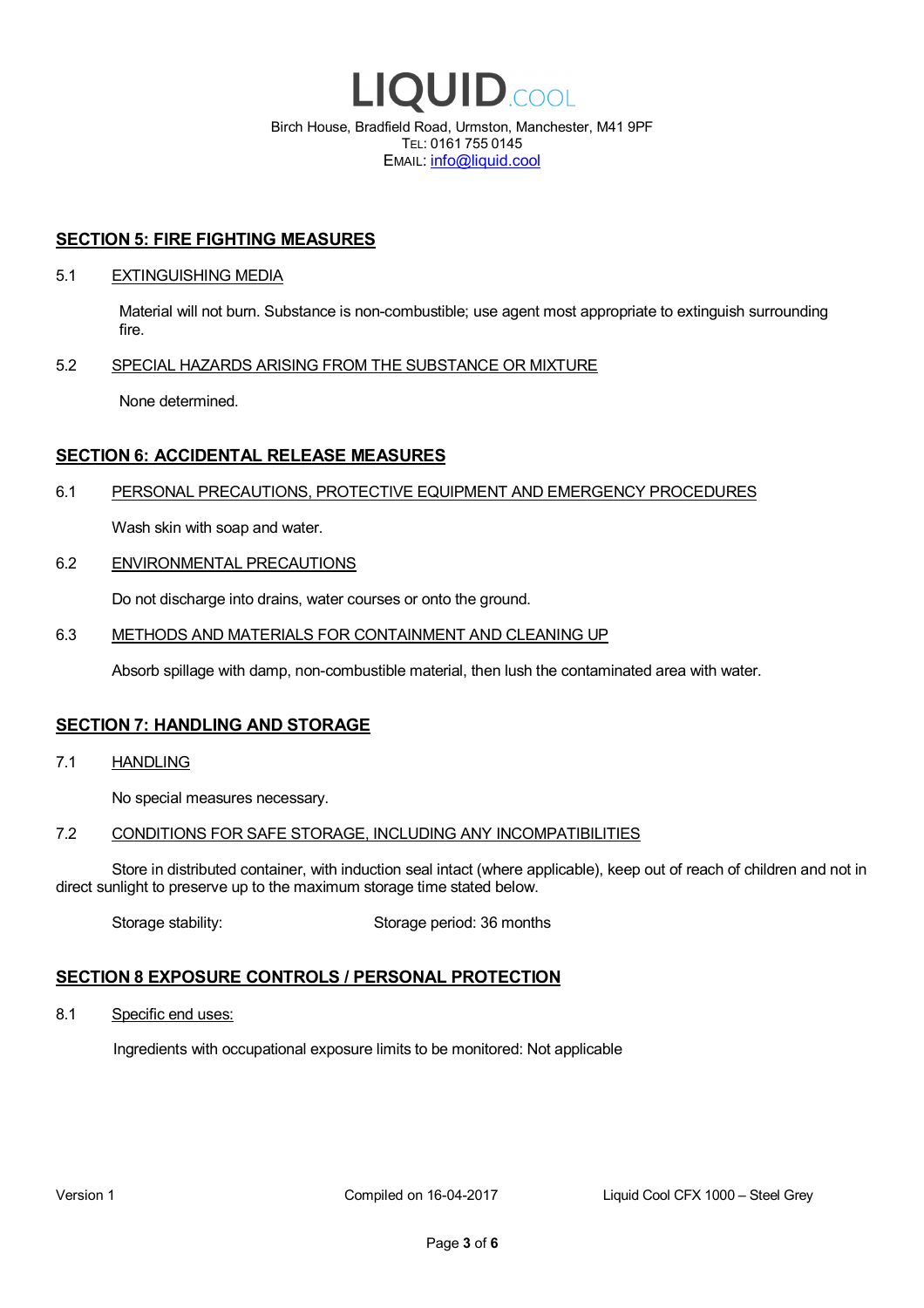## SECTION 5: FIRE FIGHTING MEASURES

### 5.1 EXTINGUISHING MEDIA

Material will not burn. Substance is non-combustible; use agent most appropriate to extinguish surrounding fire.

### 5.2 SPECIAL HAZARDS ARISING FROM THE SUBSTANCE OR MIXTURE

None determined.

## SECTION 6: ACCIDENTAL RELEASE MEASURES

### 6.1 PERSONAL PRECAUTIONS, PROTECTIVE EQUIPMENT AND EMERGENCY PROCEDURES

Wash skin with soap and water.

### 6.2 ENVIRONMENTAL PRECAUTIONS

Do not discharge into drains, water courses or onto the ground.

### 6.3 METHODS AND MATERIALS FOR CONTAINMENT AND CLEANING UP

Absorb spillage with damp, non-combustible material, then lush the contaminated area with water.

## SECTION 7: HANDLING AND STORAGE

### 7.1 HANDLING

No special measures necessary.

### 7.2 CONDITIONS FOR SAFE STORAGE, INCLUDING ANY INCOMPATIBILITIES

Store in distributed container, with induction seal intact (where applicable), keep out of reach of children and not in direct sunlight to preserve up to the maximum storage time stated below.

Storage stability: Storage period: 36 months

## SECTION 8 EXPOSURE CONTROLS / PERSONAL PROTECTION

### 8.1 Specific end uses:

Ingredients with occupational exposure limits to be monitored: Not applicable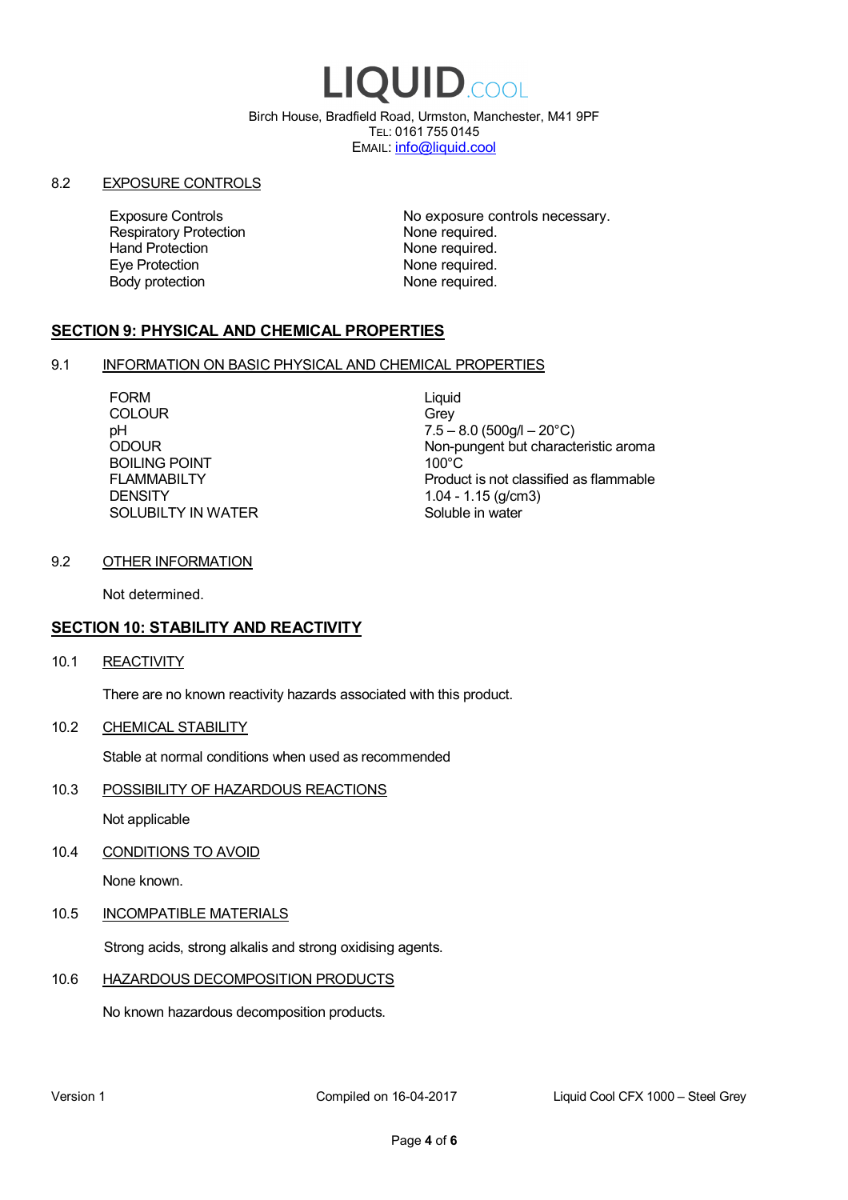# LIQUID.COOL

Birch House, Bradfield Road, Urmston, Manchester, M41 9PF
TEL: 0161 755 0145
EMAIL: info@liquid.cool

### 8.2 EXPOSURE CONTROLS

| | |
|---|---|
| Exposure Controls | No exposure controls necessary. |
| Respiratory Protection | None required. |
| Hand Protection | None required. |
| Eye Protection | None required. |
| Body protection | None required. |

## SECTION 9: PHYSICAL AND CHEMICAL PROPERTIES

### 9.1 INFORMATION ON BASIC PHYSICAL AND CHEMICAL PROPERTIES

| | |
|---|---|
| FORM | Liquid |
| COLOUR | Grey |
| pH | 7.5 – 8.0 (500g/l – 20°C) |
| ODOUR | Non-pungent but characteristic aroma |
| BOILING POINT | 100°C |
| FLAMMABILTY | Product is not classified as flammable |
| DENSITY | 1.04 - 1.15 (g/cm3) |
| SOLUBILTY IN WATER | Soluble in water |

### 9.2 OTHER INFORMATION

Not determined.

## SECTION 10: STABILITY AND REACTIVITY

### 10.1 REACTIVITY

There are no known reactivity hazards associated with this product.

### 10.2 CHEMICAL STABILITY

Stable at normal conditions when used as recommended

### 10.3 POSSIBILITY OF HAZARDOUS REACTIONS

Not applicable

### 10.4 CONDITIONS TO AVOID

None known.

### 10.5 INCOMPATIBLE MATERIALS

Strong acids, strong alkalis and strong oxidising agents.

### 10.6 HAZARDOUS DECOMPOSITION PRODUCTS

No known hazardous decomposition products.

Version 1 Compiled on 16-04-2017 Liquid Cool CFX 1000 – Steel Grey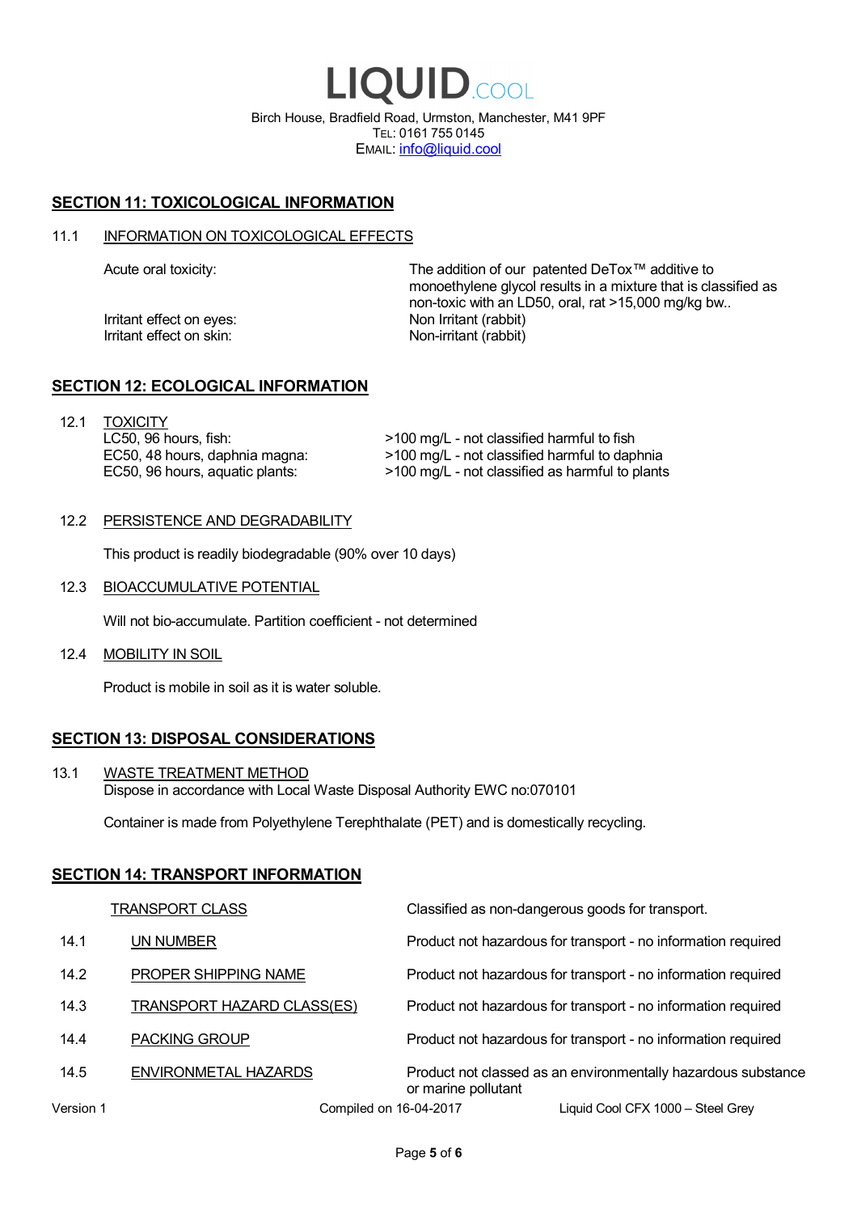# SECTION 11: TOXICOLOGICAL INFORMATION

## 11.1 INFORMATION ON TOXICOLOGICAL EFFECTS

| | |
|---|---|
| Acute oral toxicity: | The addition of our patented DeTox™ additive to monoethylene glycol results in a mixture that is classified as non-toxic with an LD50, oral, rat >15,000 mg/kg bw.. |
| Irritant effect on eyes: | Non Irritant (rabbit) |
| Irritant effect on skin: | Non-irritant (rabbit) |

# SECTION 12: ECOLOGICAL INFORMATION

## 12.1 TOXICITY

| | |
|---|---|
| LC50, 96 hours, fish: | >100 mg/L - not classified harmful to fish |
| EC50, 48 hours, daphnia magna: | >100 mg/L - not classified harmful to daphnia |
| EC50, 96 hours, aquatic plants: | >100 mg/L - not classified as harmful to plants |

## 12.2 PERSISTENCE AND DEGRADABILITY

This product is readily biodegradable (90% over 10 days)

## 12.3 BIOACCUMULATIVE POTENTIAL

Will not bio-accumulate. Partition coefficient - not determined

## 12.4 MOBILITY IN SOIL

Product is mobile in soil as it is water soluble.

# SECTION 13: DISPOSAL CONSIDERATIONS

## 13.1 WASTE TREATMENT METHOD

Dispose in accordance with Local Waste Disposal Authority EWC no:070101

Container is made from Polyethylene Terephthalate (PET) and is domestically recycling.

# SECTION 14: TRANSPORT INFORMATION

| | | |
|---|---|---|
| | TRANSPORT CLASS | Classified as non-dangerous goods for transport. |
| 14.1 | UN NUMBER | Product not hazardous for transport - no information required |
| 14.2 | PROPER SHIPPING NAME | Product not hazardous for transport - no information required |
| 14.3 | TRANSPORT HAZARD CLASS(ES) | Product not hazardous for transport - no information required |
| 14.4 | PACKING GROUP | Product not hazardous for transport - no information required |
| 14.5 | ENVIRONMETAL HAZARDS | Product not classed as an environmentally hazardous substance or marine pollutant |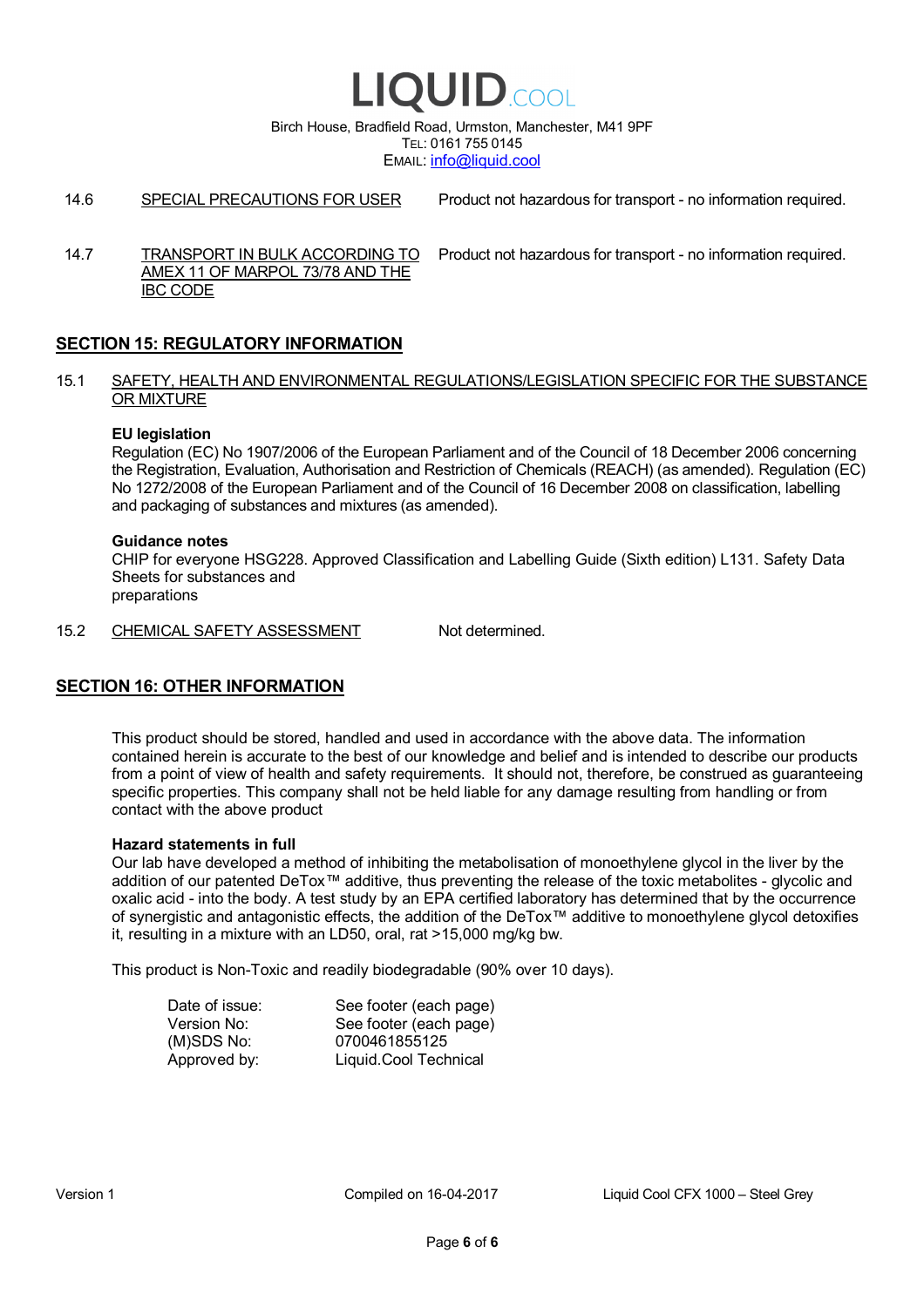# LIQUID.COOL

Birch House, Bradfield Road, Urmston, Manchester, M41 9PF
TEL: 0161 755 0145
EMAIL: info@liquid.cool

14.6 SPECIAL PRECAUTIONS FOR USER — Product not hazardous for transport - no information required.

14.7 TRANSPORT IN BULK ACCORDING TO AMEX 11 OF MARPOL 73/78 AND THE IBC CODE — Product not hazardous for transport - no information required.

## SECTION 15: REGULATORY INFORMATION

15.1 SAFETY, HEALTH AND ENVIRONMENTAL REGULATIONS/LEGISLATION SPECIFIC FOR THE SUBSTANCE OR MIXTURE

**EU legislation**
Regulation (EC) No 1907/2006 of the European Parliament and of the Council of 18 December 2006 concerning the Registration, Evaluation, Authorisation and Restriction of Chemicals (REACH) (as amended). Regulation (EC) No 1272/2008 of the European Parliament and of the Council of 16 December 2008 on classification, labelling and packaging of substances and mixtures (as amended).

**Guidance notes**
CHIP for everyone HSG228. Approved Classification and Labelling Guide (Sixth edition) L131. Safety Data Sheets for substances and
preparations

15.2 CHEMICAL SAFETY ASSESSMENT — Not determined.

## SECTION 16: OTHER INFORMATION

This product should be stored, handled and used in accordance with the above data. The information contained herein is accurate to the best of our knowledge and belief and is intended to describe our products from a point of view of health and safety requirements. It should not, therefore, be construed as guaranteeing specific properties. This company shall not be held liable for any damage resulting from handling or from contact with the above product

**Hazard statements in full**
Our lab have developed a method of inhibiting the metabolisation of monoethylene glycol in the liver by the addition of our patented DeTox™ additive, thus preventing the release of the toxic metabolites - glycolic and oxalic acid - into the body. A test study by an EPA certified laboratory has determined that by the occurrence of synergistic and antagonistic effects, the addition of the DeTox™ additive to monoethylene glycol detoxifies it, resulting in a mixture with an LD50, oral, rat >15,000 mg/kg bw.

This product is Non-Toxic and readily biodegradable (90% over 10 days).

| | |
|---|---|
| Date of issue: | See footer (each page) |
| Version No: | See footer (each page) |
| (M)SDS No: | 0700461855125 |
| Approved by: | Liquid.Cool Technical |

Version 1 — Compiled on 16-04-2017 — Liquid Cool CFX 1000 – Steel Grey